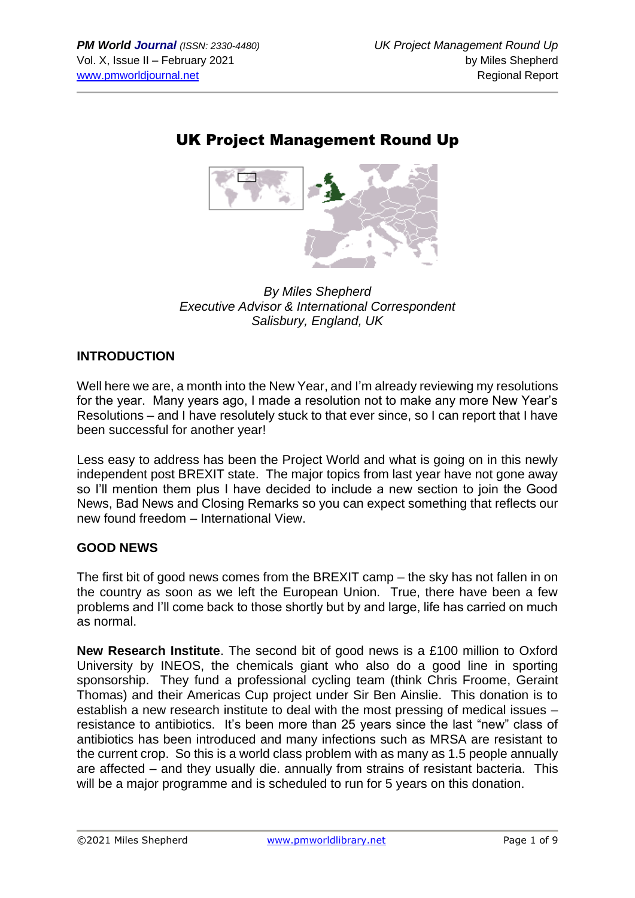# UK Project Management Round Up

*By Miles Shepherd*
*Executive Advisor & International Correspondent*
*Salisbury, England, UK*

## INTRODUCTION

Well here we are, a month into the New Year, and I'm already reviewing my resolutions for the year. Many years ago, I made a resolution not to make any more New Year's Resolutions – and I have resolutely stuck to that ever since, so I can report that I have been successful for another year!

Less easy to address has been the Project World and what is going on in this newly independent post BREXIT state. The major topics from last year have not gone away so I'll mention them plus I have decided to include a new section to join the Good News, Bad News and Closing Remarks so you can expect something that reflects our new found freedom – International View.

## GOOD NEWS

The first bit of good news comes from the BREXIT camp – the sky has not fallen in on the country as soon as we left the European Union. True, there have been a few problems and I'll come back to those shortly but by and large, life has carried on much as normal.

**New Research Institute**. The second bit of good news is a £100 million to Oxford University by INEOS, the chemicals giant who also do a good line in sporting sponsorship. They fund a professional cycling team (think Chris Froome, Geraint Thomas) and their Americas Cup project under Sir Ben Ainslie. This donation is to establish a new research institute to deal with the most pressing of medical issues – resistance to antibiotics. It's been more than 25 years since the last "new" class of antibiotics has been introduced and many infections such as MRSA are resistant to the current crop. So this is a world class problem with as many as 1.5 people annually are affected – and they usually die. annually from strains of resistant bacteria. This will be a major programme and is scheduled to run for 5 years on this donation.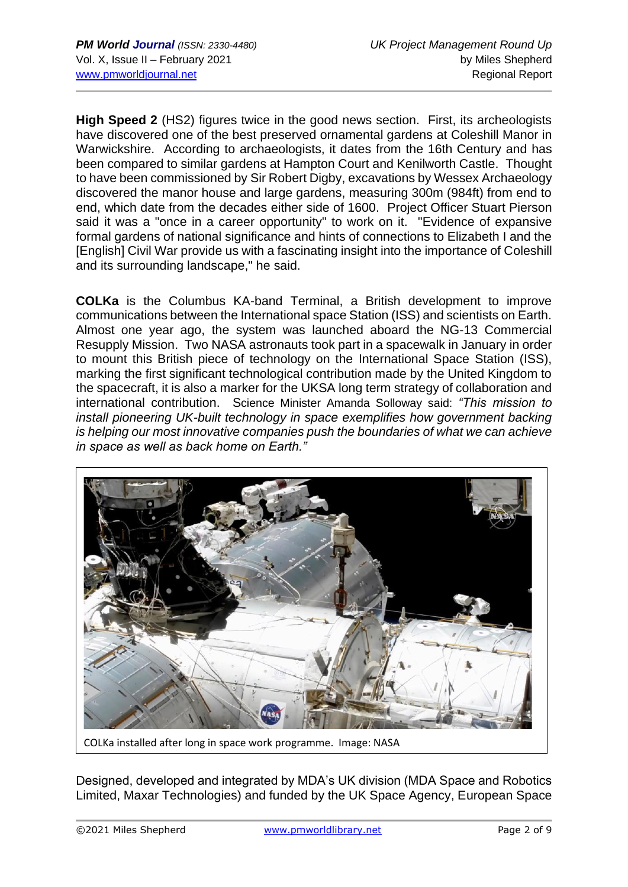**High Speed 2** (HS2) figures twice in the good news section. First, its archeologists have discovered one of the best preserved ornamental gardens at Coleshill Manor in Warwickshire. According to archaeologists, it dates from the 16th Century and has been compared to similar gardens at Hampton Court and Kenilworth Castle. Thought to have been commissioned by Sir Robert Digby, excavations by Wessex Archaeology discovered the manor house and large gardens, measuring 300m (984ft) from end to end, which date from the decades either side of 1600. Project Officer Stuart Pierson said it was a "once in a career opportunity" to work on it. "Evidence of expansive formal gardens of national significance and hints of connections to Elizabeth I and the [English] Civil War provide us with a fascinating insight into the importance of Coleshill and its surrounding landscape," he said.

**COLKa** is the Columbus KA-band Terminal, a British development to improve communications between the International space Station (ISS) and scientists on Earth. Almost one year ago, the system was launched aboard the NG-13 Commercial Resupply Mission. Two NASA astronauts took part in a spacewalk in January in order to mount this British piece of technology on the International Space Station (ISS), marking the first significant technological contribution made by the United Kingdom to the spacecraft, it is also a marker for the UKSA long term strategy of collaboration and international contribution. Science Minister Amanda Solloway said: *"This mission to install pioneering UK-built technology in space exemplifies how government backing is helping our most innovative companies push the boundaries of what we can achieve in space as well as back home on Earth."*

COLKa installed after long in space work programme. Image: NASA

Designed, developed and integrated by MDA's UK division (MDA Space and Robotics Limited, Maxar Technologies) and funded by the UK Space Agency, European Space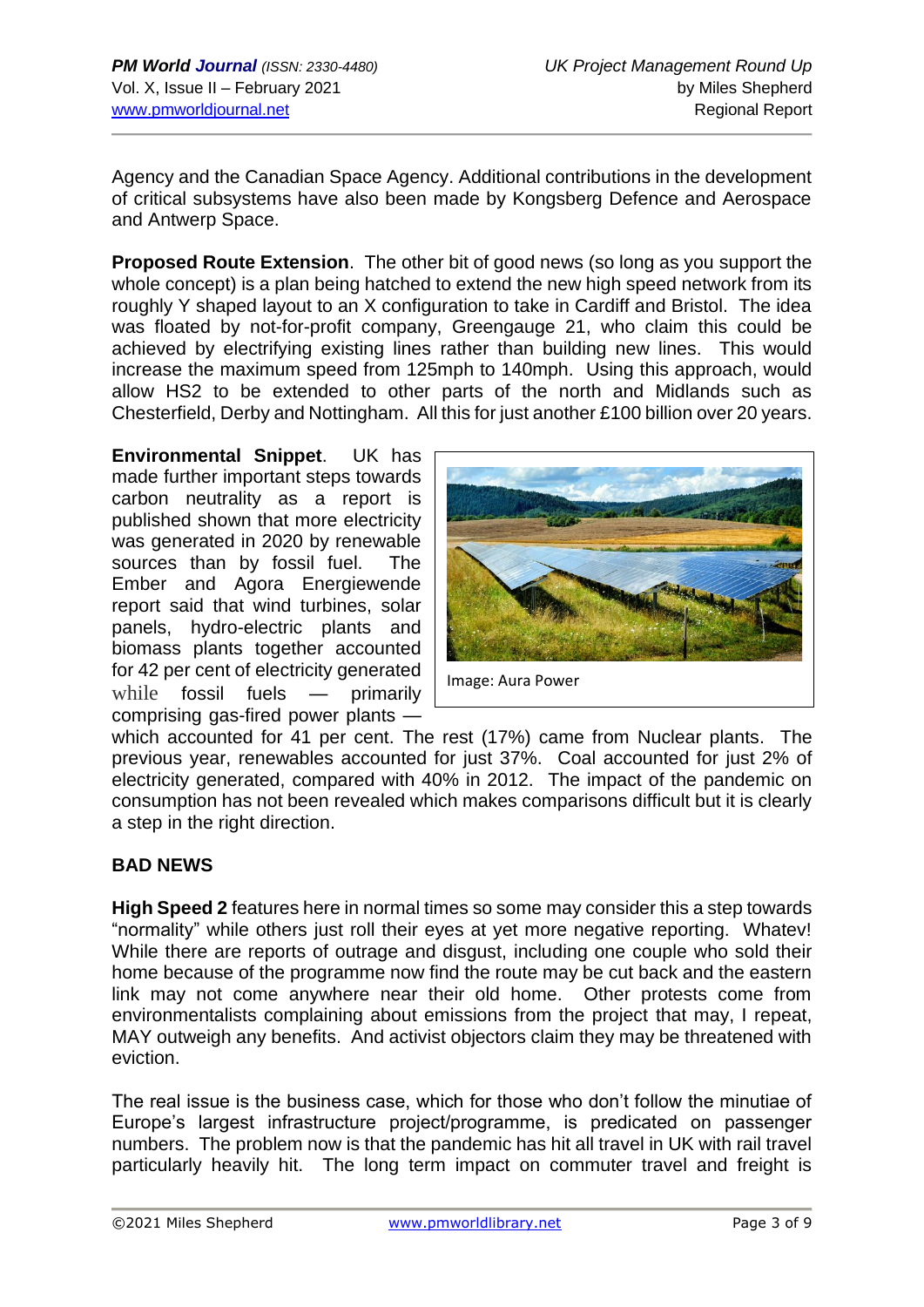Agency and the Canadian Space Agency. Additional contributions in the development of critical subsystems have also been made by Kongsberg Defence and Aerospace and Antwerp Space.

**Proposed Route Extension**. The other bit of good news (so long as you support the whole concept) is a plan being hatched to extend the new high speed network from its roughly Y shaped layout to an X configuration to take in Cardiff and Bristol. The idea was floated by not-for-profit company, Greengauge 21, who claim this could be achieved by electrifying existing lines rather than building new lines. This would increase the maximum speed from 125mph to 140mph. Using this approach, would allow HS2 to be extended to other parts of the north and Midlands such as Chesterfield, Derby and Nottingham. All this for just another £100 billion over 20 years.

**Environmental Snippet**. UK has made further important steps towards carbon neutrality as a report is published shown that more electricity was generated in 2020 by renewable sources than by fossil fuel. The Ember and Agora Energiewende report said that wind turbines, solar panels, hydro-electric plants and biomass plants together accounted for 42 per cent of electricity generated while fossil fuels — primarily comprising gas-fired power plants — which accounted for 41 per cent. The rest (17%) came from Nuclear plants. The previous year, renewables accounted for just 37%. Coal accounted for just 2% of electricity generated, compared with 40% in 2012. The impact of the pandemic on consumption has not been revealed which makes comparisons difficult but it is clearly a step in the right direction.

Image: Aura Power

## BAD NEWS

**High Speed 2** features here in normal times so some may consider this a step towards "normality" while others just roll their eyes at yet more negative reporting. Whatev! While there are reports of outrage and disgust, including one couple who sold their home because of the programme now find the route may be cut back and the eastern link may not come anywhere near their old home. Other protests come from environmentalists complaining about emissions from the project that may, I repeat, MAY outweigh any benefits. And activist objectors claim they may be threatened with eviction.

The real issue is the business case, which for those who don't follow the minutiae of Europe's largest infrastructure project/programme, is predicated on passenger numbers. The problem now is that the pandemic has hit all travel in UK with rail travel particularly heavily hit. The long term impact on commuter travel and freight is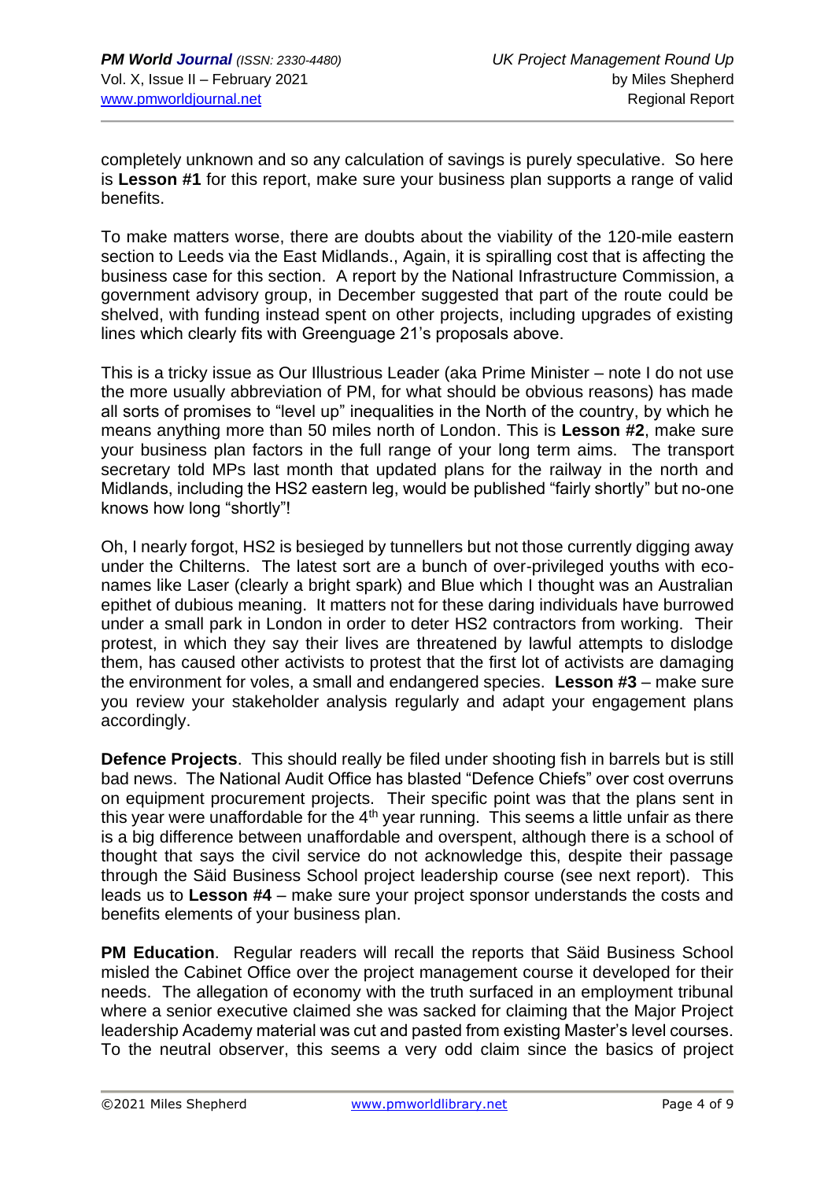completely unknown and so any calculation of savings is purely speculative. So here is **Lesson #1** for this report, make sure your business plan supports a range of valid benefits.

To make matters worse, there are doubts about the viability of the 120-mile eastern section to Leeds via the East Midlands., Again, it is spiralling cost that is affecting the business case for this section. A report by the National Infrastructure Commission, a government advisory group, in December suggested that part of the route could be shelved, with funding instead spent on other projects, including upgrades of existing lines which clearly fits with Greenguage 21's proposals above.

This is a tricky issue as Our Illustrious Leader (aka Prime Minister – note I do not use the more usually abbreviation of PM, for what should be obvious reasons) has made all sorts of promises to "level up" inequalities in the North of the country, by which he means anything more than 50 miles north of London. This is **Lesson #2**, make sure your business plan factors in the full range of your long term aims. The transport secretary told MPs last month that updated plans for the railway in the north and Midlands, including the HS2 eastern leg, would be published "fairly shortly" but no-one knows how long "shortly"!

Oh, I nearly forgot, HS2 is besieged by tunnellers but not those currently digging away under the Chilterns. The latest sort are a bunch of over-privileged youths with eco-names like Laser (clearly a bright spark) and Blue which I thought was an Australian epithet of dubious meaning. It matters not for these daring individuals have burrowed under a small park in London in order to deter HS2 contractors from working. Their protest, in which they say their lives are threatened by lawful attempts to dislodge them, has caused other activists to protest that the first lot of activists are damaging the environment for voles, a small and endangered species. **Lesson #3** – make sure you review your stakeholder analysis regularly and adapt your engagement plans accordingly.

**Defence Projects**. This should really be filed under shooting fish in barrels but is still bad news. The National Audit Office has blasted "Defence Chiefs" over cost overruns on equipment procurement projects. Their specific point was that the plans sent in this year were unaffordable for the 4th year running. This seems a little unfair as there is a big difference between unaffordable and overspent, although there is a school of thought that says the civil service do not acknowledge this, despite their passage through the Säid Business School project leadership course (see next report). This leads us to **Lesson #4** – make sure your project sponsor understands the costs and benefits elements of your business plan.

**PM Education**. Regular readers will recall the reports that Säid Business School misled the Cabinet Office over the project management course it developed for their needs. The allegation of economy with the truth surfaced in an employment tribunal where a senior executive claimed she was sacked for claiming that the Major Project leadership Academy material was cut and pasted from existing Master's level courses. To the neutral observer, this seems a very odd claim since the basics of project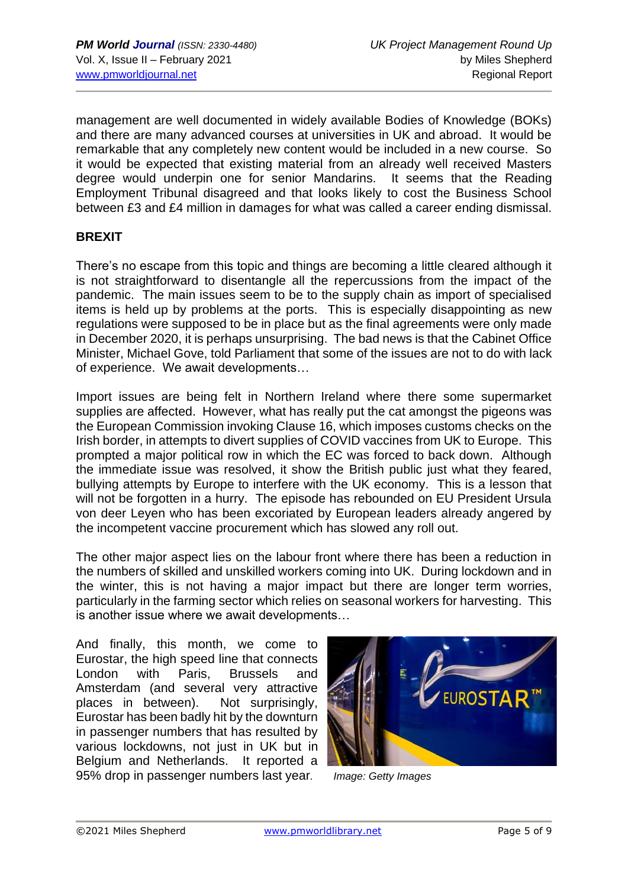management are well documented in widely available Bodies of Knowledge (BOKs) and there are many advanced courses at universities in UK and abroad. It would be remarkable that any completely new content would be included in a new course. So it would be expected that existing material from an already well received Masters degree would underpin one for senior Mandarins. It seems that the Reading Employment Tribunal disagreed and that looks likely to cost the Business School between £3 and £4 million in damages for what was called a career ending dismissal.

## BREXIT

There's no escape from this topic and things are becoming a little cleared although it is not straightforward to disentangle all the repercussions from the impact of the pandemic. The main issues seem to be to the supply chain as import of specialised items is held up by problems at the ports. This is especially disappointing as new regulations were supposed to be in place but as the final agreements were only made in December 2020, it is perhaps unsurprising. The bad news is that the Cabinet Office Minister, Michael Gove, told Parliament that some of the issues are not to do with lack of experience. We await developments…

Import issues are being felt in Northern Ireland where there some supermarket supplies are affected. However, what has really put the cat amongst the pigeons was the European Commission invoking Clause 16, which imposes customs checks on the Irish border, in attempts to divert supplies of COVID vaccines from UK to Europe. This prompted a major political row in which the EC was forced to back down. Although the immediate issue was resolved, it show the British public just what they feared, bullying attempts by Europe to interfere with the UK economy. This is a lesson that will not be forgotten in a hurry. The episode has rebounded on EU President Ursula von deer Leyen who has been excoriated by European leaders already angered by the incompetent vaccine procurement which has slowed any roll out.

The other major aspect lies on the labour front where there has been a reduction in the numbers of skilled and unskilled workers coming into UK. During lockdown and in the winter, this is not having a major impact but there are longer term worries, particularly in the farming sector which relies on seasonal workers for harvesting. This is another issue where we await developments…

And finally, this month, we come to Eurostar, the high speed line that connects London with Paris, Brussels and Amsterdam (and several very attractive places in between). Not surprisingly, Eurostar has been badly hit by the downturn in passenger numbers that has resulted by various lockdowns, not just in UK but in Belgium and Netherlands. It reported a 95% drop in passenger numbers last year.

*Image: Getty Images*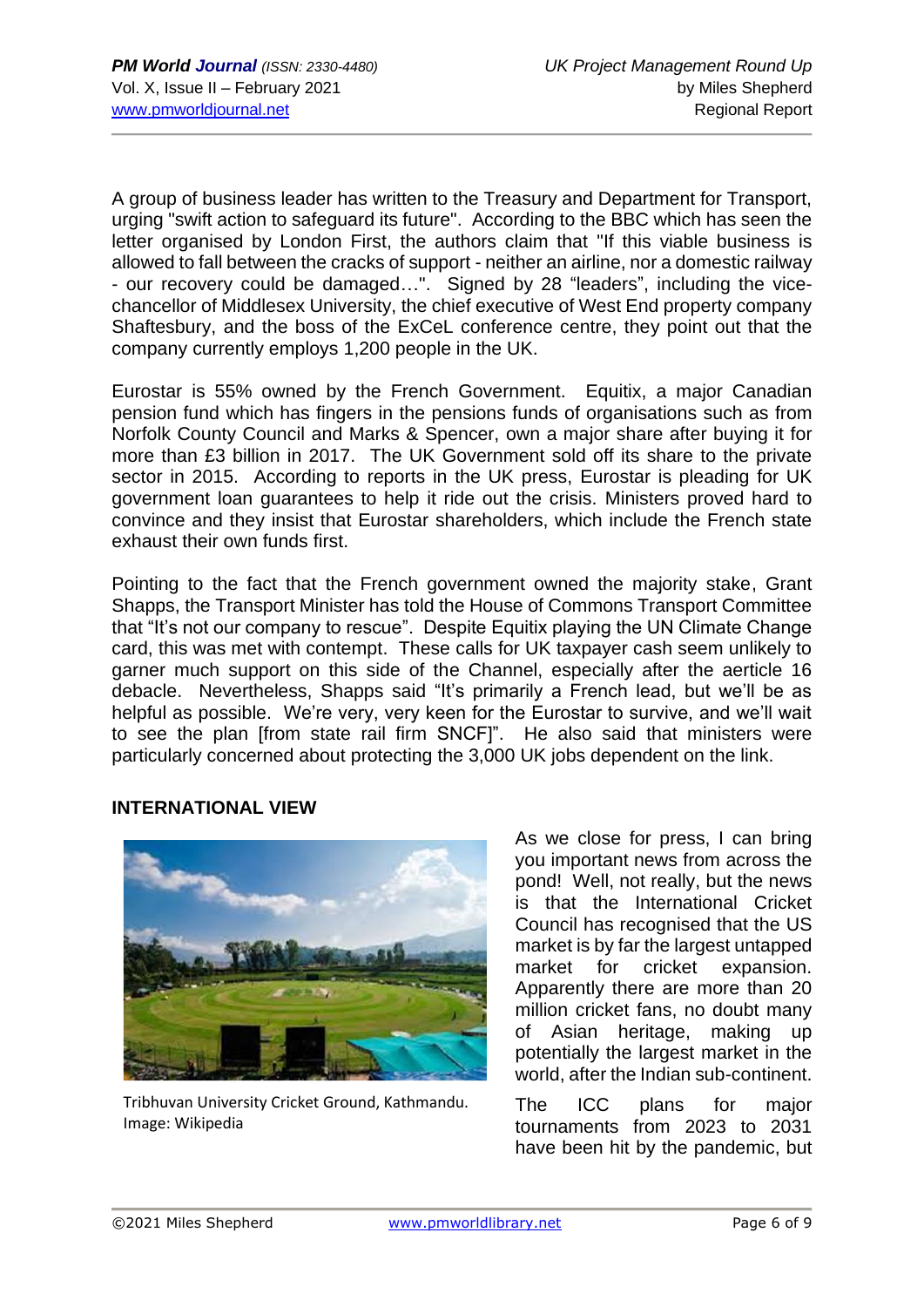A group of business leader has written to the Treasury and Department for Transport, urging "swift action to safeguard its future". According to the BBC which has seen the letter organised by London First, the authors claim that "If this viable business is allowed to fall between the cracks of support - neither an airline, nor a domestic railway - our recovery could be damaged…". Signed by 28 "leaders", including the vice-chancellor of Middlesex University, the chief executive of West End property company Shaftesbury, and the boss of the ExCeL conference centre, they point out that the company currently employs 1,200 people in the UK.

Eurostar is 55% owned by the French Government. Equitix, a major Canadian pension fund which has fingers in the pensions funds of organisations such as from Norfolk County Council and Marks & Spencer, own a major share after buying it for more than £3 billion in 2017. The UK Government sold off its share to the private sector in 2015. According to reports in the UK press, Eurostar is pleading for UK government loan guarantees to help it ride out the crisis. Ministers proved hard to convince and they insist that Eurostar shareholders, which include the French state exhaust their own funds first.

Pointing to the fact that the French government owned the majority stake, Grant Shapps, the Transport Minister has told the House of Commons Transport Committee that "It's not our company to rescue". Despite Equitix playing the UN Climate Change card, this was met with contempt. These calls for UK taxpayer cash seem unlikely to garner much support on this side of the Channel, especially after the aerticle 16 debacle. Nevertheless, Shapps said "It's primarily a French lead, but we'll be as helpful as possible. We're very, very keen for the Eurostar to survive, and we'll wait to see the plan [from state rail firm SNCF]". He also said that ministers were particularly concerned about protecting the 3,000 UK jobs dependent on the link.

## INTERNATIONAL VIEW

Tribhuvan University Cricket Ground, Kathmandu. Image: Wikipedia

As we close for press, I can bring you important news from across the pond! Well, not really, but the news is that the International Cricket Council has recognised that the US market is by far the largest untapped market for cricket expansion. Apparently there are more than 20 million cricket fans, no doubt many of Asian heritage, making up potentially the largest market in the world, after the Indian sub-continent.

The ICC plans for major tournaments from 2023 to 2031 have been hit by the pandemic, but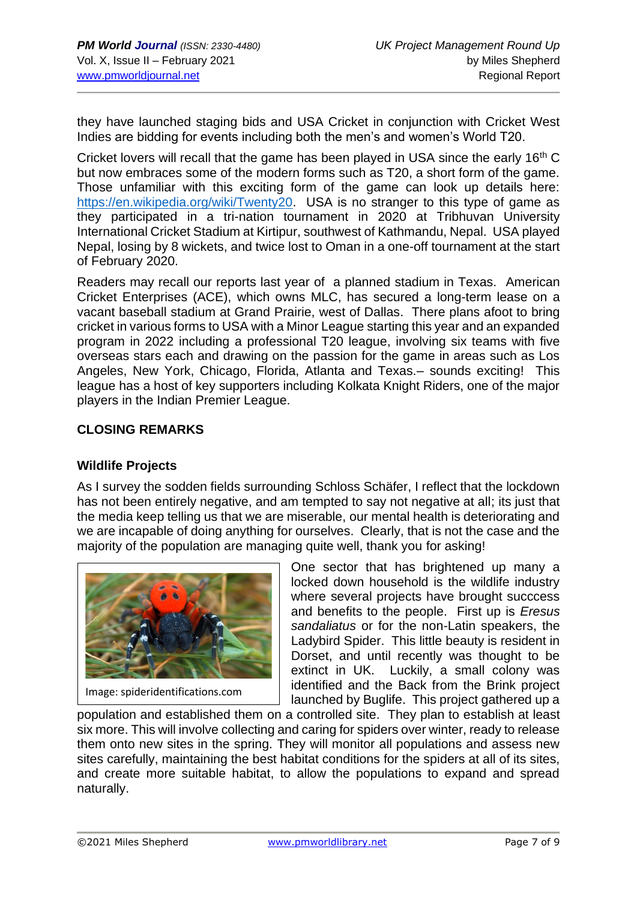they have launched staging bids and USA Cricket in conjunction with Cricket West Indies are bidding for events including both the men's and women's World T20.

Cricket lovers will recall that the game has been played in USA since the early 16th C but now embraces some of the modern forms such as T20, a short form of the game. Those unfamiliar with this exciting form of the game can look up details here: https://en.wikipedia.org/wiki/Twenty20. USA is no stranger to this type of game as they participated in a tri-nation tournament in 2020 at Tribhuvan University International Cricket Stadium at Kirtipur, southwest of Kathmandu, Nepal. USA played Nepal, losing by 8 wickets, and twice lost to Oman in a one-off tournament at the start of February 2020.

Readers may recall our reports last year of a planned stadium in Texas. American Cricket Enterprises (ACE), which owns MLC, has secured a long-term lease on a vacant baseball stadium at Grand Prairie, west of Dallas. There plans afoot to bring cricket in various forms to USA with a Minor League starting this year and an expanded program in 2022 including a professional T20 league, involving six teams with five overseas stars each and drawing on the passion for the game in areas such as Los Angeles, New York, Chicago, Florida, Atlanta and Texas.– sounds exciting! This league has a host of key supporters including Kolkata Knight Riders, one of the major players in the Indian Premier League.

## CLOSING REMARKS

### Wildlife Projects

As I survey the sodden fields surrounding Schloss Schäfer, I reflect that the lockdown has not been entirely negative, and am tempted to say not negative at all; its just that the media keep telling us that we are miserable, our mental health is deteriorating and we are incapable of doing anything for ourselves. Clearly, that is not the case and the majority of the population are managing quite well, thank you for asking!

Image: spideridentifications.com

One sector that has brightened up many a locked down household is the wildlife industry where several projects have brought succcess and benefits to the people. First up is *Eresus sandaliatus* or for the non-Latin speakers, the Ladybird Spider. This little beauty is resident in Dorset, and until recently was thought to be extinct in UK. Luckily, a small colony was identified and the Back from the Brink project launched by Buglife. This project gathered up a population and established them on a controlled site. They plan to establish at least six more. This will involve collecting and caring for spiders over winter, ready to release them onto new sites in the spring. They will monitor all populations and assess new sites carefully, maintaining the best habitat conditions for the spiders at all of its sites, and create more suitable habitat, to allow the populations to expand and spread naturally.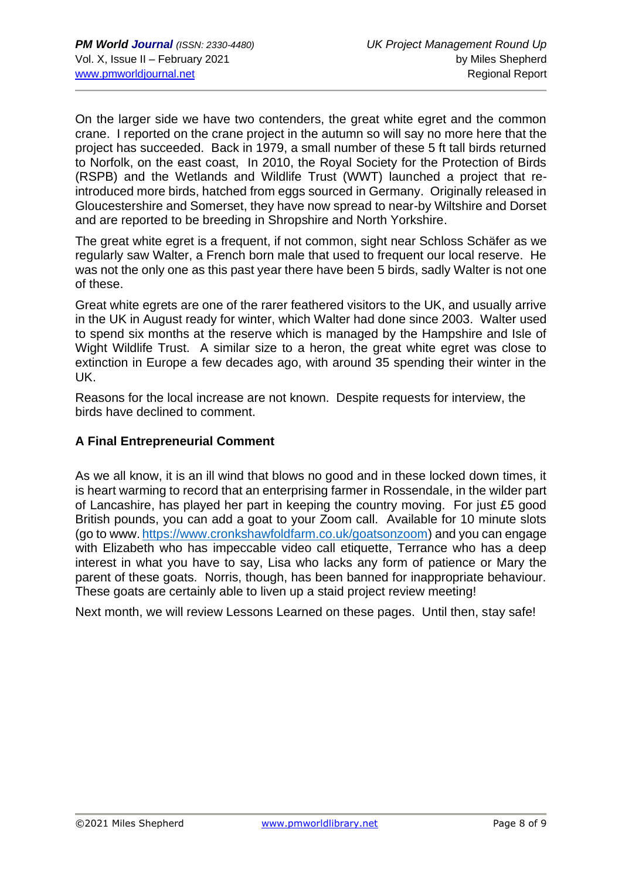On the larger side we have two contenders, the great white egret and the common crane. I reported on the crane project in the autumn so will say no more here that the project has succeeded. Back in 1979, a small number of these 5 ft tall birds returned to Norfolk, on the east coast, In 2010, the Royal Society for the Protection of Birds (RSPB) and the Wetlands and Wildlife Trust (WWT) launched a project that re-introduced more birds, hatched from eggs sourced in Germany. Originally released in Gloucestershire and Somerset, they have now spread to near-by Wiltshire and Dorset and are reported to be breeding in Shropshire and North Yorkshire.

The great white egret is a frequent, if not common, sight near Schloss Schäfer as we regularly saw Walter, a French born male that used to frequent our local reserve. He was not the only one as this past year there have been 5 birds, sadly Walter is not one of these.

Great white egrets are one of the rarer feathered visitors to the UK, and usually arrive in the UK in August ready for winter, which Walter had done since 2003. Walter used to spend six months at the reserve which is managed by the Hampshire and Isle of Wight Wildlife Trust. A similar size to a heron, the great white egret was close to extinction in Europe a few decades ago, with around 35 spending their winter in the UK.

Reasons for the local increase are not known. Despite requests for interview, the birds have declined to comment.

## A Final Entrepreneurial Comment

As we all know, it is an ill wind that blows no good and in these locked down times, it is heart warming to record that an enterprising farmer in Rossendale, in the wilder part of Lancashire, has played her part in keeping the country moving. For just £5 good British pounds, you can add a goat to your Zoom call. Available for 10 minute slots (go to www. https://www.cronkshawfoldfarm.co.uk/goatsonzoom) and you can engage with Elizabeth who has impeccable video call etiquette, Terrance who has a deep interest in what you have to say, Lisa who lacks any form of patience or Mary the parent of these goats. Norris, though, has been banned for inappropriate behaviour. These goats are certainly able to liven up a staid project review meeting!

Next month, we will review Lessons Learned on these pages. Until then, stay safe!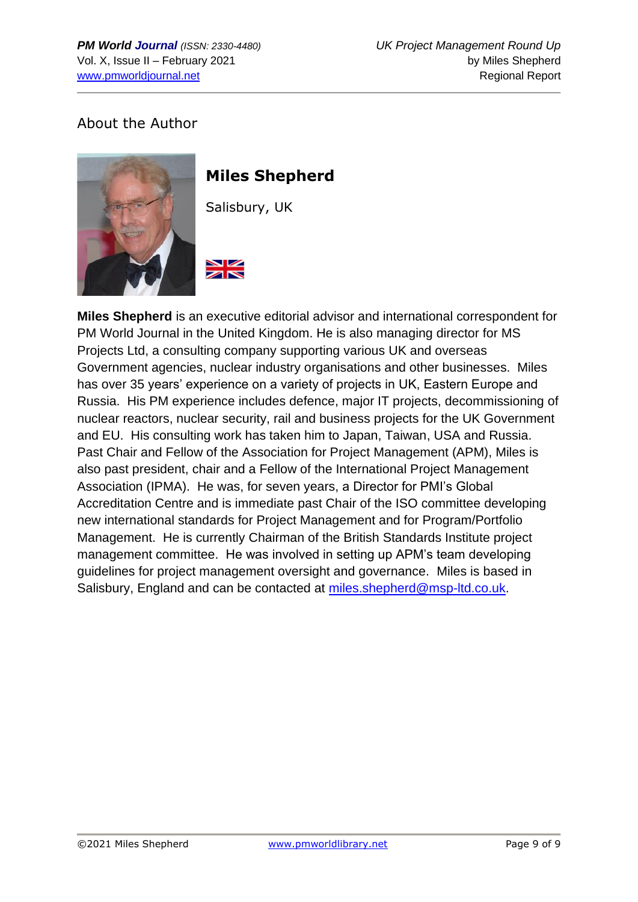## About the Author

### Miles Shepherd

Salisbury, UK

**Miles Shepherd** is an executive editorial advisor and international correspondent for PM World Journal in the United Kingdom. He is also managing director for MS Projects Ltd, a consulting company supporting various UK and overseas Government agencies, nuclear industry organisations and other businesses. Miles has over 35 years' experience on a variety of projects in UK, Eastern Europe and Russia. His PM experience includes defence, major IT projects, decommissioning of nuclear reactors, nuclear security, rail and business projects for the UK Government and EU. His consulting work has taken him to Japan, Taiwan, USA and Russia. Past Chair and Fellow of the Association for Project Management (APM), Miles is also past president, chair and a Fellow of the International Project Management Association (IPMA). He was, for seven years, a Director for PMI's Global Accreditation Centre and is immediate past Chair of the ISO committee developing new international standards for Project Management and for Program/Portfolio Management. He is currently Chairman of the British Standards Institute project management committee. He was involved in setting up APM's team developing guidelines for project management oversight and governance. Miles is based in Salisbury, England and can be contacted at miles.shepherd@msp-ltd.co.uk.